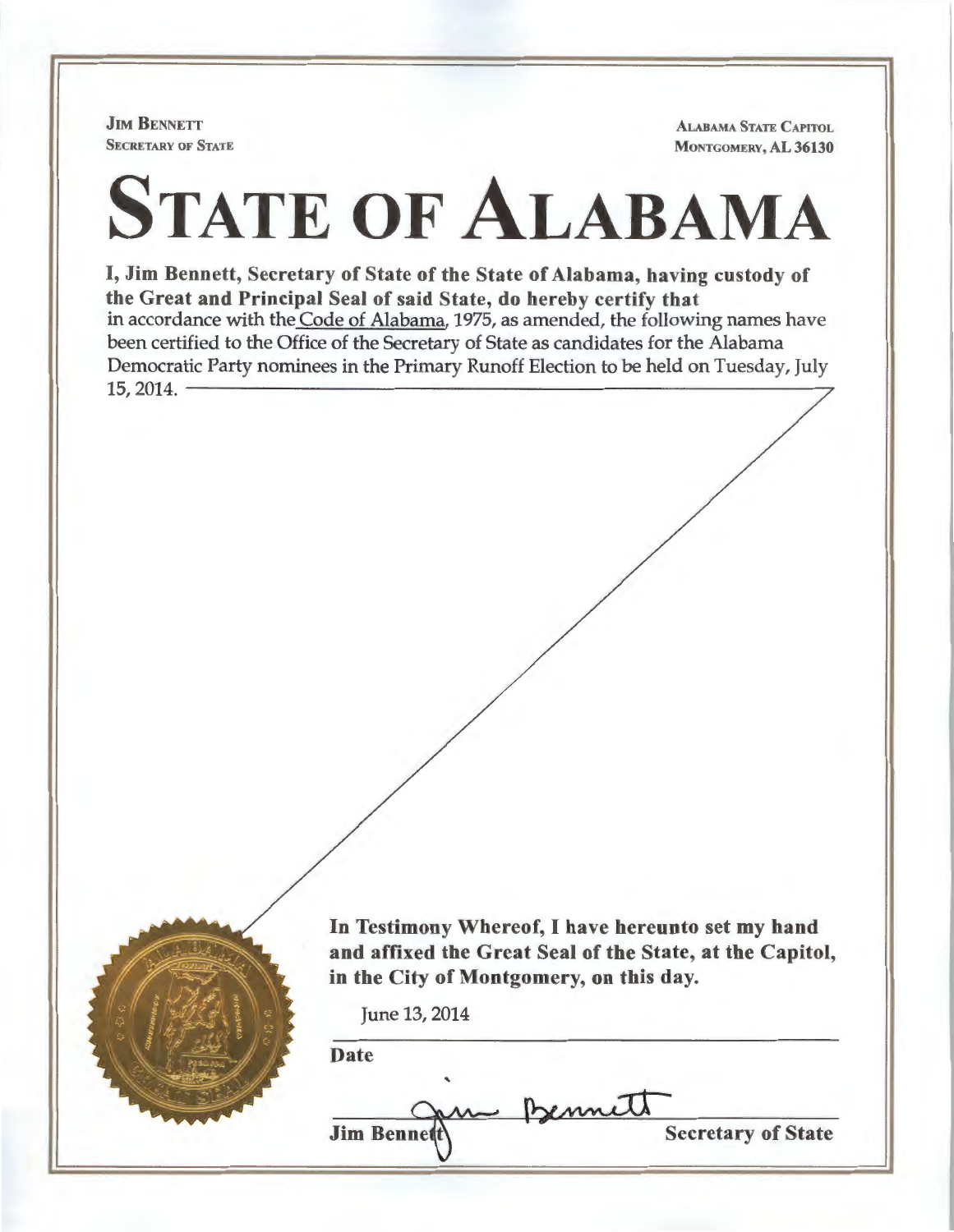**Jim Bennett**
**Secretary of State**

**Alabama State Capitol**
**Montgomery, AL 36130**

# State of Alabama

**I, Jim Bennett, Secretary of State of the State of Alabama, having custody of the Great and Principal Seal of said State, do hereby certify that** in accordance with the Code of Alabama, 1975, as amended, the following names have been certified to the Office of the Secretary of State as candidates for the Alabama Democratic Party nominees in the Primary Runoff Election to be held on Tuesday, July 15, 2014.

**In Testimony Whereof, I have hereunto set my hand and affixed the Great Seal of the State, at the Capitol, in the City of Montgomery, on this day.**

June 13, 2014

**Date**

**Jim Bennett** **Secretary of State**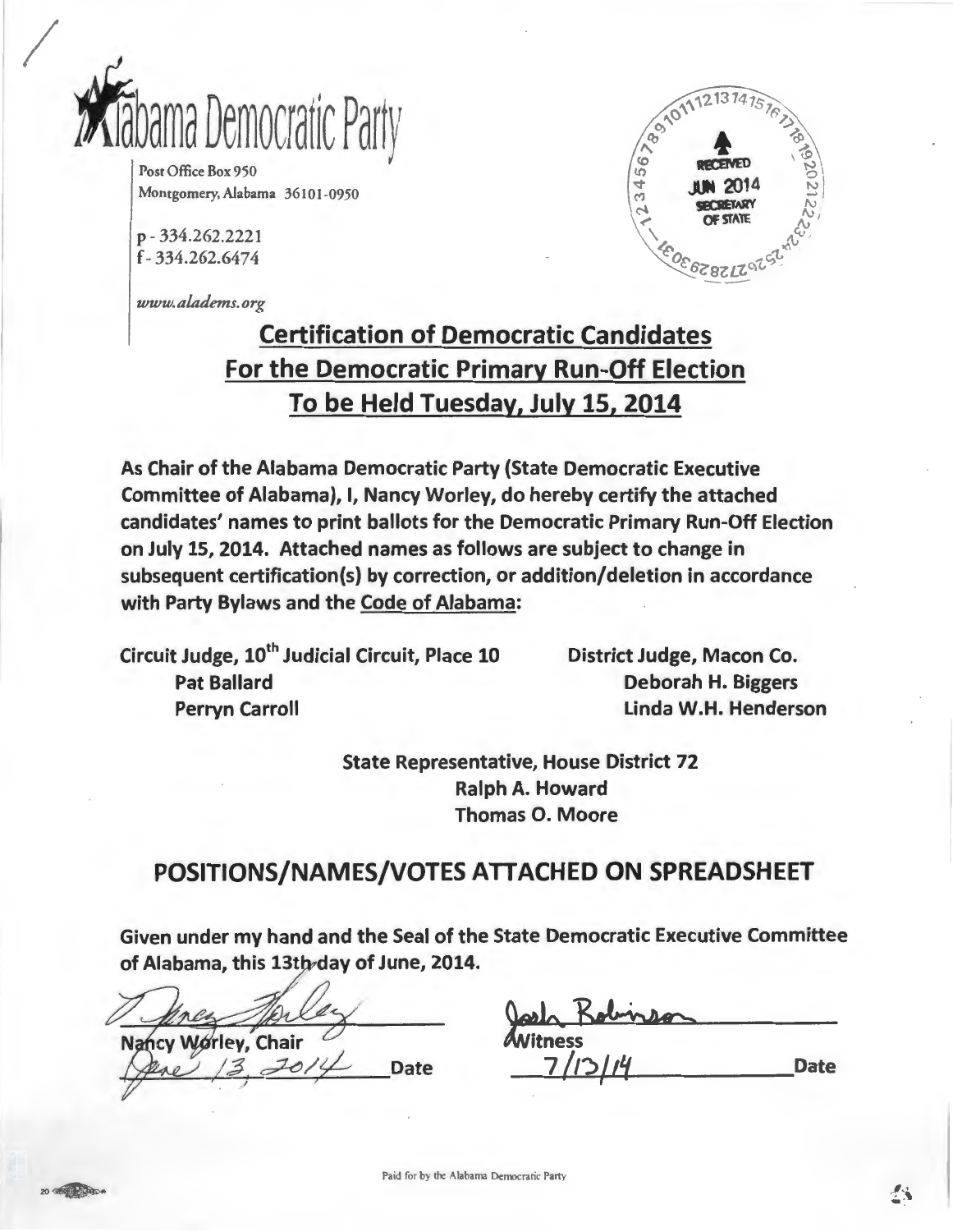Alabama Democratic Party

Post Office Box 950
Montgomery, Alabama 36101-0950

p - 334.262.2221
f - 334.262.6474

*www.aladems.org*

RECEIVED
JUN 2014
SECRETARY
OF STATE

## Certification of Democratic Candidates For the Democratic Primary Run-Off Election To be Held Tuesday, July 15, 2014

**As Chair of the Alabama Democratic Party (State Democratic Executive Committee of Alabama), I, Nancy Worley, do hereby certify the attached candidates' names to print ballots for the Democratic Primary Run-Off Election on July 15, 2014. Attached names as follows are subject to change in subsequent certification(s) by correction, or addition/deletion in accordance with Party Bylaws and the Code of Alabama:**

**Circuit Judge, 10th Judicial Circuit, Place 10**
- **Pat Ballard**
- **Perryn Carroll**

**District Judge, Macon Co.**
- **Deborah H. Biggers**
- **Linda W.H. Henderson**

**State Representative, House District 72**
- **Ralph A. Howard**
- **Thomas O. Moore**

## POSITIONS/NAMES/VOTES ATTACHED ON SPREADSHEET

**Given under my hand and the Seal of the State Democratic Executive Committee of Alabama, this 13th day of June, 2014.**

Nancy Worley, Chair
June 13, 2014 Date

Josh Robinson
Witness
7/13/14 Date

Paid for by the Alabama Democratic Party